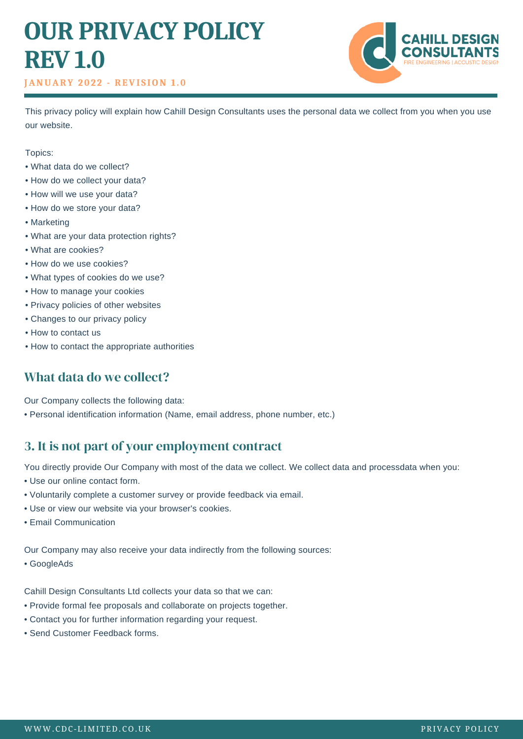# OUR PRIVACY POLICY REV 1.0

**JANUARY 2022 - REVISION 1.0**

This privacy policy will explain how Cahill Design Consultants uses the personal data we collect from you when you use our website.

Topics:

- What data do we collect?
- How do we collect your data?
- How will we use your data?
- How do we store your data?
- Marketing
- What are your data protection rights?
- What are cookies?
- How do we use cookies?
- What types of cookies do we use?
- How to manage your cookies
- Privacy policies of other websites
- Changes to our privacy policy
- How to contact us
- How to contact the appropriate authorities

## What data do we collect?

Our Company collects the following data:

- Personal identification information (Name, email address, phone number, etc.)

## 3. It is not part of your employment contract

You directly provide Our Company with most of the data we collect. We collect data and processdata when you:

- Use our online contact form.
- Voluntarily complete a customer survey or provide feedback via email.
- Use or view our website via your browser's cookies.
- Email Communication

Our Company may also receive your data indirectly from the following sources:

- GoogleAds

Cahill Design Consultants Ltd collects your data so that we can:

- Provide formal fee proposals and collaborate on projects together.
- Contact you for further information regarding your request.
- Send Customer Feedback forms.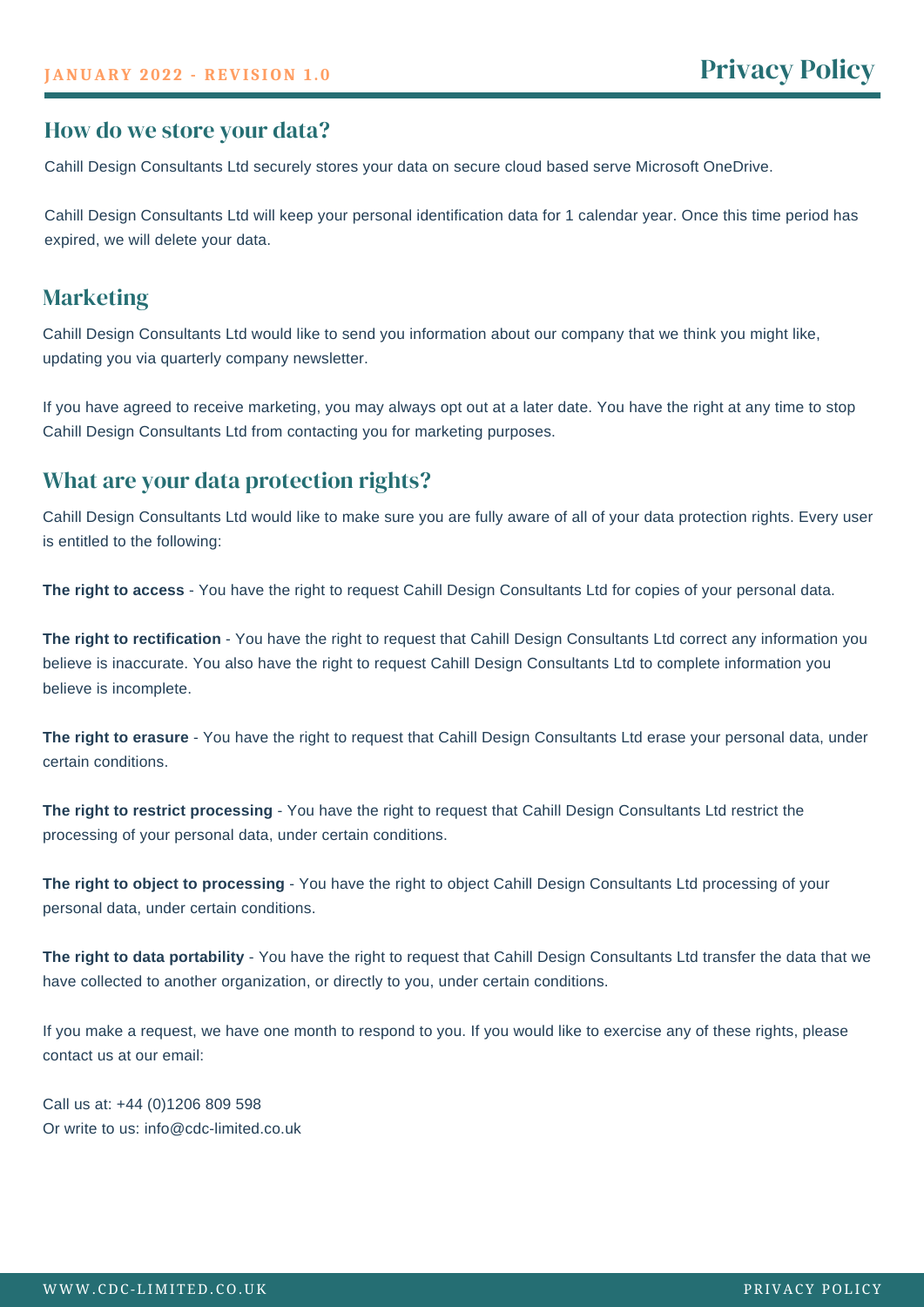## How do we store your data?

Cahill Design Consultants Ltd securely stores your data on secure cloud based serve Microsoft OneDrive.

Cahill Design Consultants Ltd will keep your personal identification data for 1 calendar year. Once this time period has expired, we will delete your data.

## Marketing

Cahill Design Consultants Ltd would like to send you information about our company that we think you might like, updating you via quarterly company newsletter.

If you have agreed to receive marketing, you may always opt out at a later date. You have the right at any time to stop Cahill Design Consultants Ltd from contacting you for marketing purposes.

## What are your data protection rights?

Cahill Design Consultants Ltd would like to make sure you are fully aware of all of your data protection rights. Every user is entitled to the following:

**The right to access** - You have the right to request Cahill Design Consultants Ltd for copies of your personal data.

**The right to rectification** - You have the right to request that Cahill Design Consultants Ltd correct any information you believe is inaccurate. You also have the right to request Cahill Design Consultants Ltd to complete information you believe is incomplete.

**The right to erasure** - You have the right to request that Cahill Design Consultants Ltd erase your personal data, under certain conditions.

**The right to restrict processing** - You have the right to request that Cahill Design Consultants Ltd restrict the processing of your personal data, under certain conditions.

**The right to object to processing** - You have the right to object Cahill Design Consultants Ltd processing of your personal data, under certain conditions.

**The right to data portability** - You have the right to request that Cahill Design Consultants Ltd transfer the data that we have collected to another organization, or directly to you, under certain conditions.

If you make a request, we have one month to respond to you. If you would like to exercise any of these rights, please contact us at our email:

Call us at: +44 (0)1206 809 598
Or write to us: info@cdc-limited.co.uk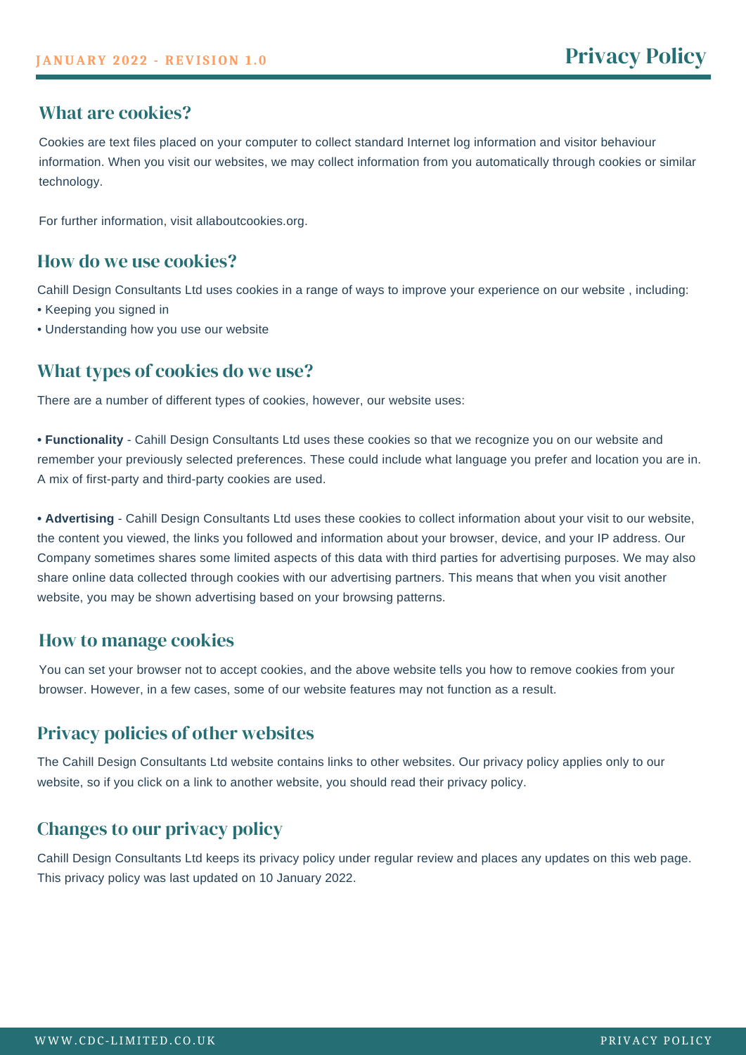## What are cookies?

Cookies are text files placed on your computer to collect standard Internet log information and visitor behaviour information. When you visit our websites, we may collect information from you automatically through cookies or similar technology.

For further information, visit allaboutcookies.org.

## How do we use cookies?

Cahill Design Consultants Ltd uses cookies in a range of ways to improve your experience on our website , including:

- Keeping you signed in
- Understanding how you use our website

## What types of cookies do we use?

There are a number of different types of cookies, however, our website uses:

- **Functionality** - Cahill Design Consultants Ltd uses these cookies so that we recognize you on our website and remember your previously selected preferences. These could include what language you prefer and location you are in. A mix of first-party and third-party cookies are used.

- **Advertising** - Cahill Design Consultants Ltd uses these cookies to collect information about your visit to our website, the content you viewed, the links you followed and information about your browser, device, and your IP address. Our Company sometimes shares some limited aspects of this data with third parties for advertising purposes. We may also share online data collected through cookies with our advertising partners. This means that when you visit another website, you may be shown advertising based on your browsing patterns.

## How to manage cookies

You can set your browser not to accept cookies, and the above website tells you how to remove cookies from your browser. However, in a few cases, some of our website features may not function as a result.

## Privacy policies of other websites

The Cahill Design Consultants Ltd website contains links to other websites. Our privacy policy applies only to our website, so if you click on a link to another website, you should read their privacy policy.

## Changes to our privacy policy

Cahill Design Consultants Ltd keeps its privacy policy under regular review and places any updates on this web page. This privacy policy was last updated on 10 January 2022.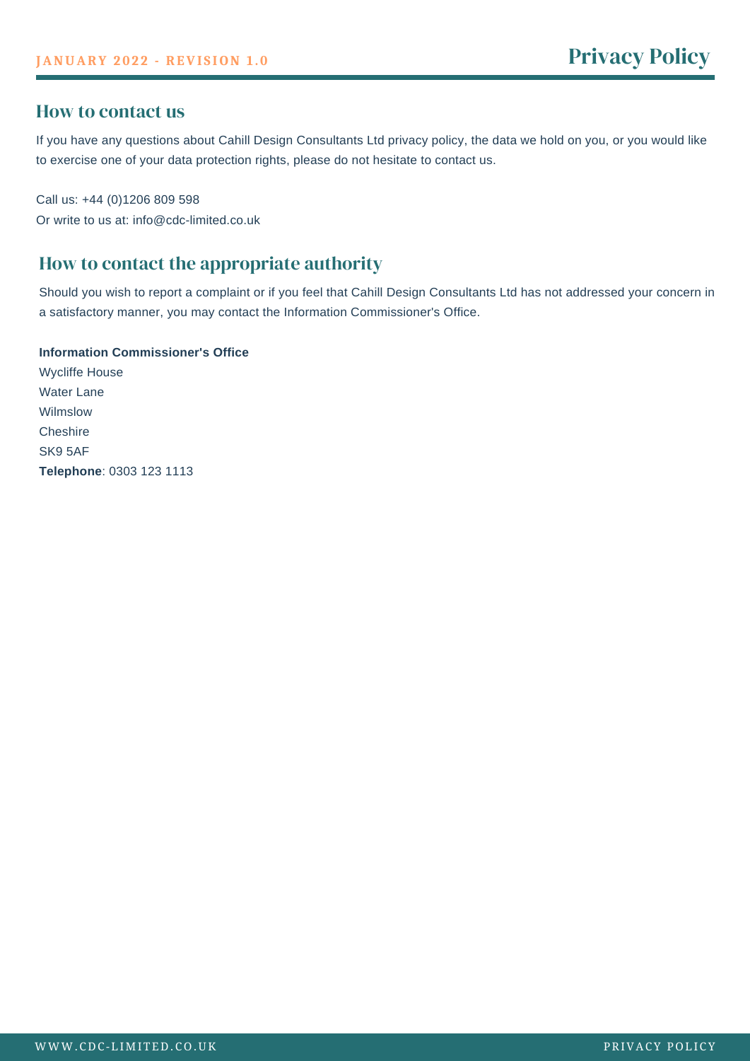## How to contact us

If you have any questions about Cahill Design Consultants Ltd privacy policy, the data we hold on you, or you would like to exercise one of your data protection rights, please do not hesitate to contact us.

Call us: +44 (0)1206 809 598
Or write to us at: info@cdc-limited.co.uk

## How to contact the appropriate authority

Should you wish to report a complaint or if you feel that Cahill Design Consultants Ltd has not addressed your concern in a satisfactory manner, you may contact the Information Commissioner's Office.

**Information Commissioner's Office**
Wycliffe House
Water Lane
Wilmslow
Cheshire
SK9 5AF
**Telephone**: 0303 123 1113